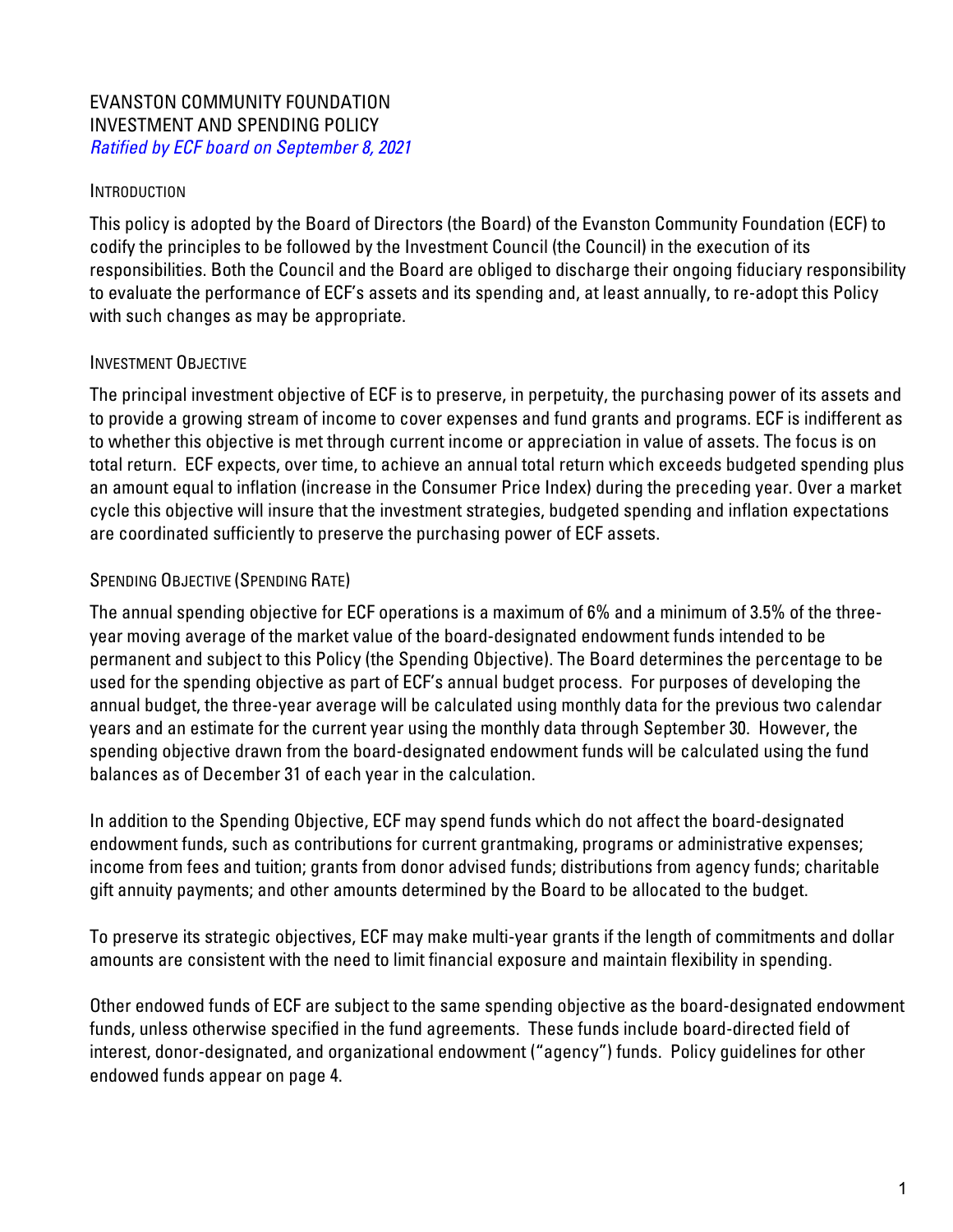# EVANSTON COMMUNITY FOUNDATION
# INVESTMENT AND SPENDING POLICY

*Ratified by ECF board on September 8, 2021*

## INTRODUCTION

This policy is adopted by the Board of Directors (the Board) of the Evanston Community Foundation (ECF) to codify the principles to be followed by the Investment Council (the Council) in the execution of its responsibilities. Both the Council and the Board are obliged to discharge their ongoing fiduciary responsibility to evaluate the performance of ECF's assets and its spending and, at least annually, to re-adopt this Policy with such changes as may be appropriate.

## INVESTMENT OBJECTIVE

The principal investment objective of ECF is to preserve, in perpetuity, the purchasing power of its assets and to provide a growing stream of income to cover expenses and fund grants and programs. ECF is indifferent as to whether this objective is met through current income or appreciation in value of assets. The focus is on total return. ECF expects, over time, to achieve an annual total return which exceeds budgeted spending plus an amount equal to inflation (increase in the Consumer Price Index) during the preceding year. Over a market cycle this objective will insure that the investment strategies, budgeted spending and inflation expectations are coordinated sufficiently to preserve the purchasing power of ECF assets.

## SPENDING OBJECTIVE (SPENDING RATE)

The annual spending objective for ECF operations is a maximum of 6% and a minimum of 3.5% of the three-year moving average of the market value of the board-designated endowment funds intended to be permanent and subject to this Policy (the Spending Objective). The Board determines the percentage to be used for the spending objective as part of ECF's annual budget process. For purposes of developing the annual budget, the three-year average will be calculated using monthly data for the previous two calendar years and an estimate for the current year using the monthly data through September 30. However, the spending objective drawn from the board-designated endowment funds will be calculated using the fund balances as of December 31 of each year in the calculation.

In addition to the Spending Objective, ECF may spend funds which do not affect the board-designated endowment funds, such as contributions for current grantmaking, programs or administrative expenses; income from fees and tuition; grants from donor advised funds; distributions from agency funds; charitable gift annuity payments; and other amounts determined by the Board to be allocated to the budget.

To preserve its strategic objectives, ECF may make multi-year grants if the length of commitments and dollar amounts are consistent with the need to limit financial exposure and maintain flexibility in spending.

Other endowed funds of ECF are subject to the same spending objective as the board-designated endowment funds, unless otherwise specified in the fund agreements. These funds include board-directed field of interest, donor-designated, and organizational endowment ("agency") funds. Policy guidelines for other endowed funds appear on page 4.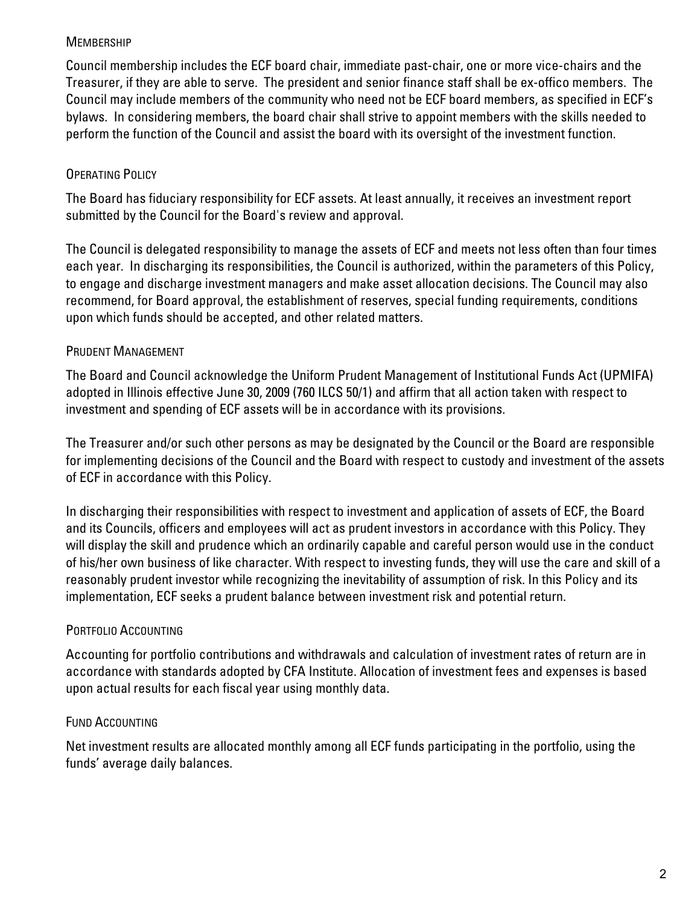### Membership

Council membership includes the ECF board chair, immediate past-chair, one or more vice-chairs and the Treasurer, if they are able to serve. The president and senior finance staff shall be ex-offico members. The Council may include members of the community who need not be ECF board members, as specified in ECF's bylaws. In considering members, the board chair shall strive to appoint members with the skills needed to perform the function of the Council and assist the board with its oversight of the investment function.

### Operating Policy

The Board has fiduciary responsibility for ECF assets. At least annually, it receives an investment report submitted by the Council for the Board's review and approval.

The Council is delegated responsibility to manage the assets of ECF and meets not less often than four times each year. In discharging its responsibilities, the Council is authorized, within the parameters of this Policy, to engage and discharge investment managers and make asset allocation decisions. The Council may also recommend, for Board approval, the establishment of reserves, special funding requirements, conditions upon which funds should be accepted, and other related matters.

### Prudent Management

The Board and Council acknowledge the Uniform Prudent Management of Institutional Funds Act (UPMIFA) adopted in Illinois effective June 30, 2009 (760 ILCS 50/1) and affirm that all action taken with respect to investment and spending of ECF assets will be in accordance with its provisions.

The Treasurer and/or such other persons as may be designated by the Council or the Board are responsible for implementing decisions of the Council and the Board with respect to custody and investment of the assets of ECF in accordance with this Policy.

In discharging their responsibilities with respect to investment and application of assets of ECF, the Board and its Councils, officers and employees will act as prudent investors in accordance with this Policy. They will display the skill and prudence which an ordinarily capable and careful person would use in the conduct of his/her own business of like character. With respect to investing funds, they will use the care and skill of a reasonably prudent investor while recognizing the inevitability of assumption of risk. In this Policy and its implementation, ECF seeks a prudent balance between investment risk and potential return.

### Portfolio Accounting

Accounting for portfolio contributions and withdrawals and calculation of investment rates of return are in accordance with standards adopted by CFA Institute. Allocation of investment fees and expenses is based upon actual results for each fiscal year using monthly data.

### Fund Accounting

Net investment results are allocated monthly among all ECF funds participating in the portfolio, using the funds' average daily balances.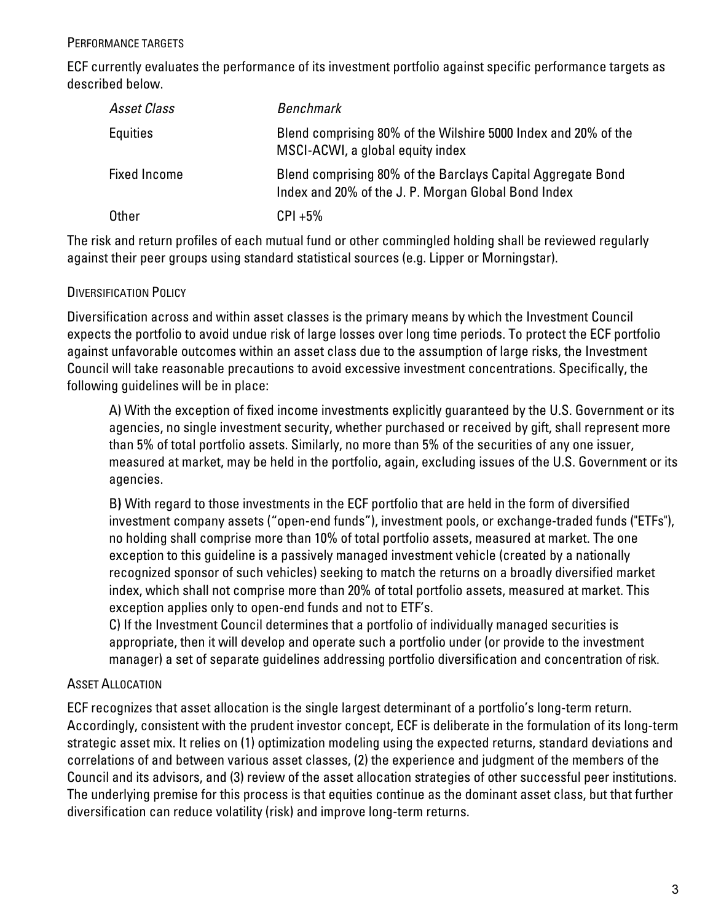### Performance Targets

ECF currently evaluates the performance of its investment portfolio against specific performance targets as described below.

| *Asset Class* | *Benchmark* |
|---|---|
| Equities | Blend comprising 80% of the Wilshire 5000 Index and 20% of the MSCI-ACWI, a global equity index |
| Fixed Income | Blend comprising 80% of the Barclays Capital Aggregate Bond Index and 20% of the J. P. Morgan Global Bond Index |
| Other | CPI +5% |

The risk and return profiles of each mutual fund or other commingled holding shall be reviewed regularly against their peer groups using standard statistical sources (e.g. Lipper or Morningstar).

### Diversification Policy

Diversification across and within asset classes is the primary means by which the Investment Council expects the portfolio to avoid undue risk of large losses over long time periods. To protect the ECF portfolio against unfavorable outcomes within an asset class due to the assumption of large risks, the Investment Council will take reasonable precautions to avoid excessive investment concentrations. Specifically, the following guidelines will be in place:

A) With the exception of fixed income investments explicitly guaranteed by the U.S. Government or its agencies, no single investment security, whether purchased or received by gift, shall represent more than 5% of total portfolio assets. Similarly, no more than 5% of the securities of any one issuer, measured at market, may be held in the portfolio, again, excluding issues of the U.S. Government or its agencies.

B) With regard to those investments in the ECF portfolio that are held in the form of diversified investment company assets ("open-end funds"), investment pools, or exchange-traded funds ("ETFs"), no holding shall comprise more than 10% of total portfolio assets, measured at market. The one exception to this guideline is a passively managed investment vehicle (created by a nationally recognized sponsor of such vehicles) seeking to match the returns on a broadly diversified market index, which shall not comprise more than 20% of total portfolio assets, measured at market. This exception applies only to open-end funds and not to ETF's.

C) If the Investment Council determines that a portfolio of individually managed securities is appropriate, then it will develop and operate such a portfolio under (or provide to the investment manager) a set of separate guidelines addressing portfolio diversification and concentration of risk.

### Asset Allocation

ECF recognizes that asset allocation is the single largest determinant of a portfolio's long-term return. Accordingly, consistent with the prudent investor concept, ECF is deliberate in the formulation of its long-term strategic asset mix. It relies on (1) optimization modeling using the expected returns, standard deviations and correlations of and between various asset classes, (2) the experience and judgment of the members of the Council and its advisors, and (3) review of the asset allocation strategies of other successful peer institutions. The underlying premise for this process is that equities continue as the dominant asset class, but that further diversification can reduce volatility (risk) and improve long-term returns.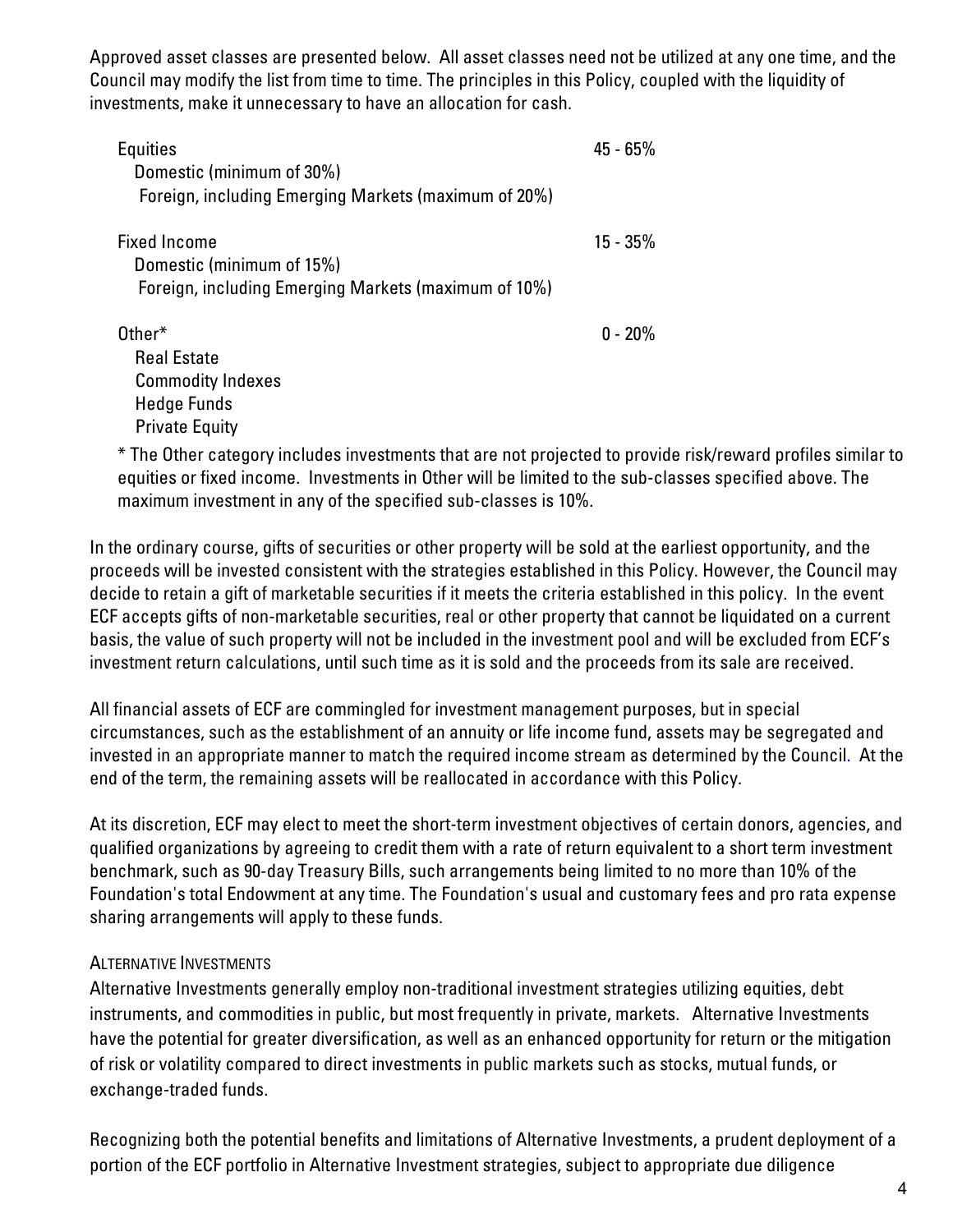Approved asset classes are presented below. All asset classes need not be utilized at any one time, and the Council may modify the list from time to time. The principles in this Policy, coupled with the liquidity of investments, make it unnecessary to have an allocation for cash.

| Asset Class | Range |
|---|---|
| Equities | 45 - 65% |
| Domestic (minimum of 30%) | |
| Foreign, including Emerging Markets (maximum of 20%) | |
| Fixed Income | 15 - 35% |
| Domestic (minimum of 15%) | |
| Foreign, including Emerging Markets (maximum of 10%) | |
| Other* | 0 - 20% |
| Real Estate | |
| Commodity Indexes | |
| Hedge Funds | |
| Private Equity | |

* The Other category includes investments that are not projected to provide risk/reward profiles similar to equities or fixed income. Investments in Other will be limited to the sub-classes specified above. The maximum investment in any of the specified sub-classes is 10%.

In the ordinary course, gifts of securities or other property will be sold at the earliest opportunity, and the proceeds will be invested consistent with the strategies established in this Policy. However, the Council may decide to retain a gift of marketable securities if it meets the criteria established in this policy. In the event ECF accepts gifts of non-marketable securities, real or other property that cannot be liquidated on a current basis, the value of such property will not be included in the investment pool and will be excluded from ECF's investment return calculations, until such time as it is sold and the proceeds from its sale are received.

All financial assets of ECF are commingled for investment management purposes, but in special circumstances, such as the establishment of an annuity or life income fund, assets may be segregated and invested in an appropriate manner to match the required income stream as determined by the Council. At the end of the term, the remaining assets will be reallocated in accordance with this Policy.

At its discretion, ECF may elect to meet the short-term investment objectives of certain donors, agencies, and qualified organizations by agreeing to credit them with a rate of return equivalent to a short term investment benchmark, such as 90-day Treasury Bills, such arrangements being limited to no more than 10% of the Foundation's total Endowment at any time. The Foundation's usual and customary fees and pro rata expense sharing arrangements will apply to these funds.

### Alternative Investments

Alternative Investments generally employ non-traditional investment strategies utilizing equities, debt instruments, and commodities in public, but most frequently in private, markets. Alternative Investments have the potential for greater diversification, as well as an enhanced opportunity for return or the mitigation of risk or volatility compared to direct investments in public markets such as stocks, mutual funds, or exchange-traded funds.

Recognizing both the potential benefits and limitations of Alternative Investments, a prudent deployment of a portion of the ECF portfolio in Alternative Investment strategies, subject to appropriate due diligence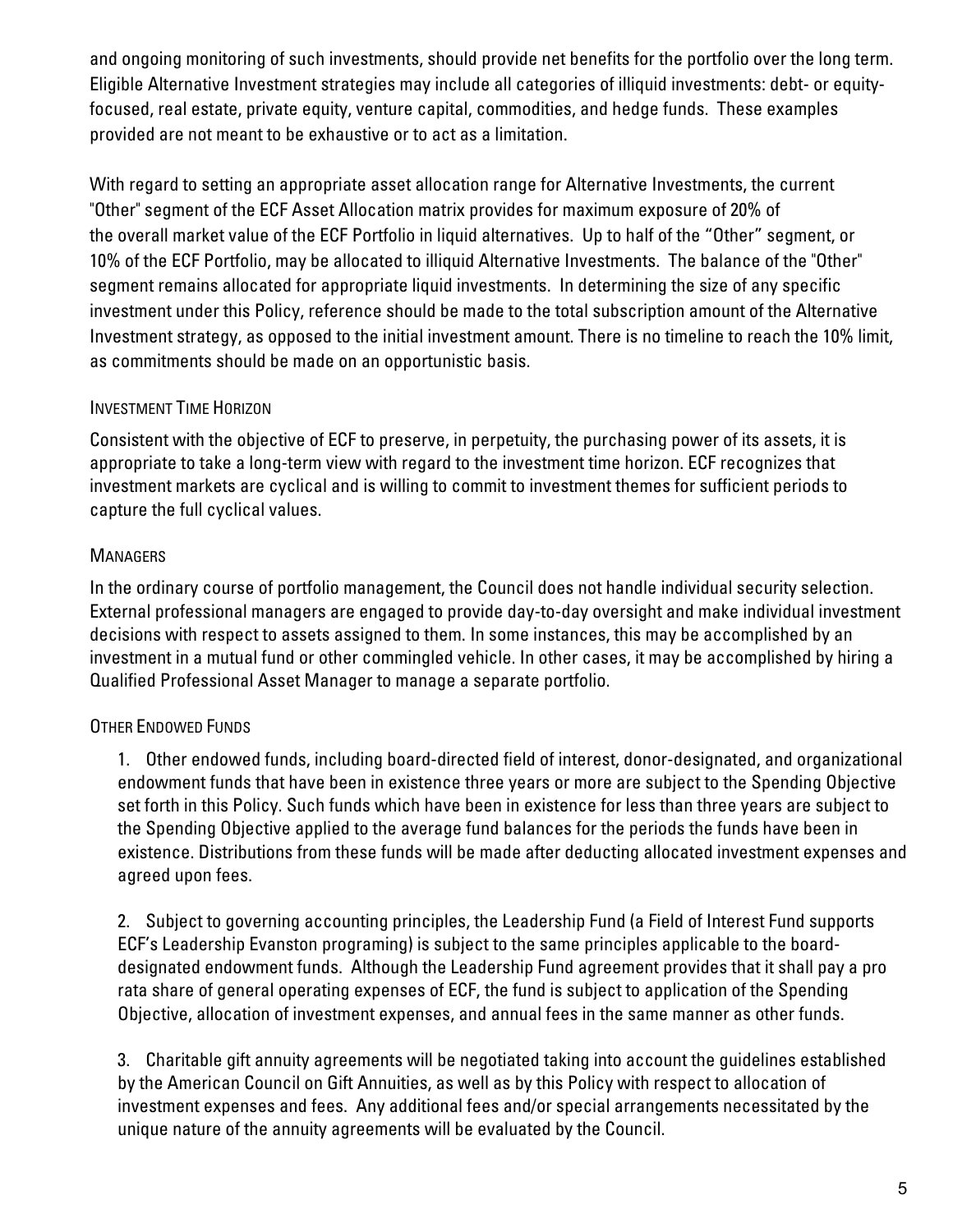and ongoing monitoring of such investments, should provide net benefits for the portfolio over the long term. Eligible Alternative Investment strategies may include all categories of illiquid investments: debt- or equity-focused, real estate, private equity, venture capital, commodities, and hedge funds. These examples provided are not meant to be exhaustive or to act as a limitation.

With regard to setting an appropriate asset allocation range for Alternative Investments, the current "Other" segment of the ECF Asset Allocation matrix provides for maximum exposure of 20% of the overall market value of the ECF Portfolio in liquid alternatives. Up to half of the "Other" segment, or 10% of the ECF Portfolio, may be allocated to illiquid Alternative Investments. The balance of the "Other" segment remains allocated for appropriate liquid investments. In determining the size of any specific investment under this Policy, reference should be made to the total subscription amount of the Alternative Investment strategy, as opposed to the initial investment amount. There is no timeline to reach the 10% limit, as commitments should be made on an opportunistic basis.

### Investment Time Horizon

Consistent with the objective of ECF to preserve, in perpetuity, the purchasing power of its assets, it is appropriate to take a long-term view with regard to the investment time horizon. ECF recognizes that investment markets are cyclical and is willing to commit to investment themes for sufficient periods to capture the full cyclical values.

### Managers

In the ordinary course of portfolio management, the Council does not handle individual security selection. External professional managers are engaged to provide day-to-day oversight and make individual investment decisions with respect to assets assigned to them. In some instances, this may be accomplished by an investment in a mutual fund or other commingled vehicle. In other cases, it may be accomplished by hiring a Qualified Professional Asset Manager to manage a separate portfolio.

### Other Endowed Funds

1. Other endowed funds, including board-directed field of interest, donor-designated, and organizational endowment funds that have been in existence three years or more are subject to the Spending Objective set forth in this Policy. Such funds which have been in existence for less than three years are subject to the Spending Objective applied to the average fund balances for the periods the funds have been in existence. Distributions from these funds will be made after deducting allocated investment expenses and agreed upon fees.

2. Subject to governing accounting principles, the Leadership Fund (a Field of Interest Fund supports ECF's Leadership Evanston programing) is subject to the same principles applicable to the board-designated endowment funds. Although the Leadership Fund agreement provides that it shall pay a pro rata share of general operating expenses of ECF, the fund is subject to application of the Spending Objective, allocation of investment expenses, and annual fees in the same manner as other funds.

3. Charitable gift annuity agreements will be negotiated taking into account the guidelines established by the American Council on Gift Annuities, as well as by this Policy with respect to allocation of investment expenses and fees. Any additional fees and/or special arrangements necessitated by the unique nature of the annuity agreements will be evaluated by the Council.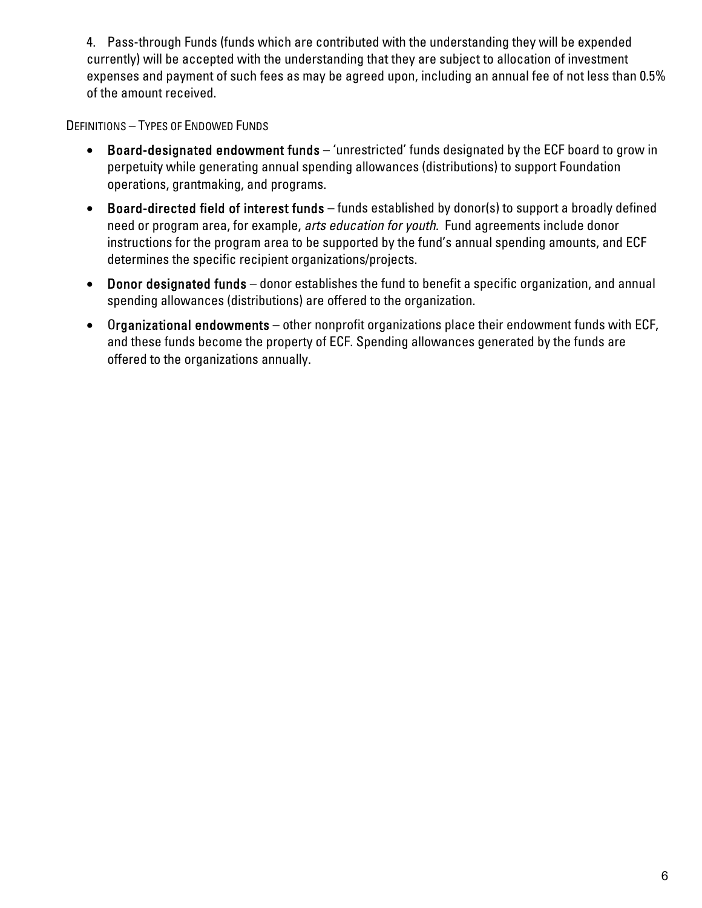4. Pass-through Funds (funds which are contributed with the understanding they will be expended currently) will be accepted with the understanding that they are subject to allocation of investment expenses and payment of such fees as may be agreed upon, including an annual fee of not less than 0.5% of the amount received.

DEFINITIONS – TYPES OF ENDOWED FUNDS

- **Board-designated endowment funds** – 'unrestricted' funds designated by the ECF board to grow in perpetuity while generating annual spending allowances (distributions) to support Foundation operations, grantmaking, and programs.
- **Board-directed field of interest funds** – funds established by donor(s) to support a broadly defined need or program area, for example, *arts education for youth.* Fund agreements include donor instructions for the program area to be supported by the fund's annual spending amounts, and ECF determines the specific recipient organizations/projects.
- **Donor designated funds** – donor establishes the fund to benefit a specific organization, and annual spending allowances (distributions) are offered to the organization.
- **Organizational endowments** – other nonprofit organizations place their endowment funds with ECF, and these funds become the property of ECF. Spending allowances generated by the funds are offered to the organizations annually.